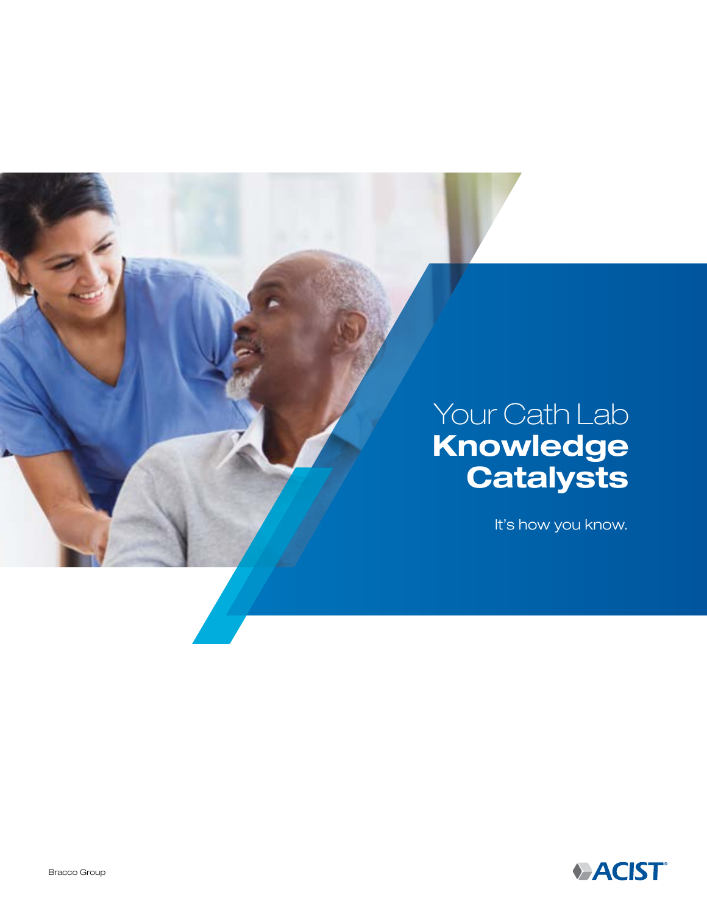# Your Cath Lab **Knowledge Catalysts**

It's how you know.

Bracco Group

ACIST®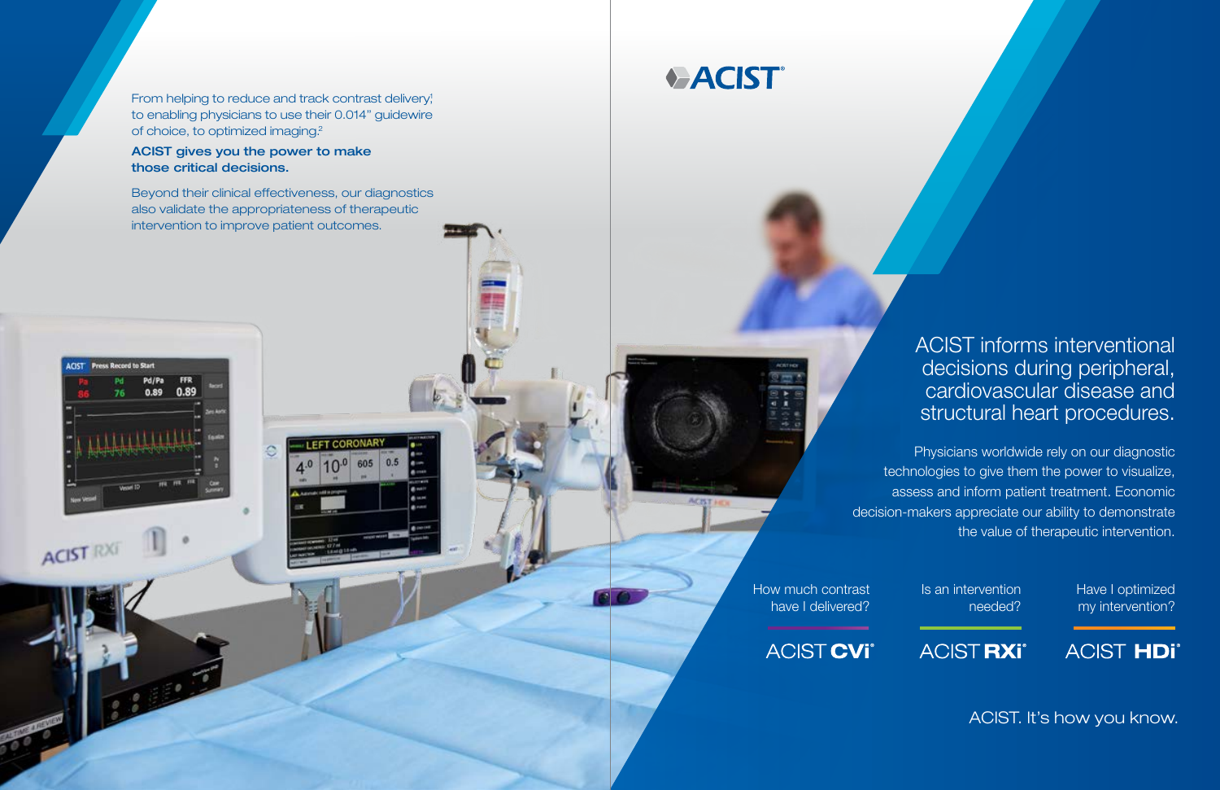From helping to reduce and track contrast delivery[1] to enabling physicians to use their 0.014" guidewire of choice, to optimized imaging.[2]

**ACIST gives you the power to make those critical decisions.**

Beyond their clinical effectiveness, our diagnostics also validate the appropriateness of therapeutic intervention to improve patient outcomes.

# ACIST®

## ACIST informs interventional decisions during peripheral, cardiovascular disease and structural heart procedures.

Physicians worldwide rely on our diagnostic technologies to give them the power to visualize, assess and inform patient treatment. Economic decision-makers appreciate our ability to demonstrate the value of therapeutic intervention.

| How much contrast have I delivered? | Is an intervention needed? | Have I optimized my intervention? |
| --- | --- | --- |
| ACIST **CVi**® | ACIST **RXi**® | ACIST **HDi**® |

ACIST. It's how you know.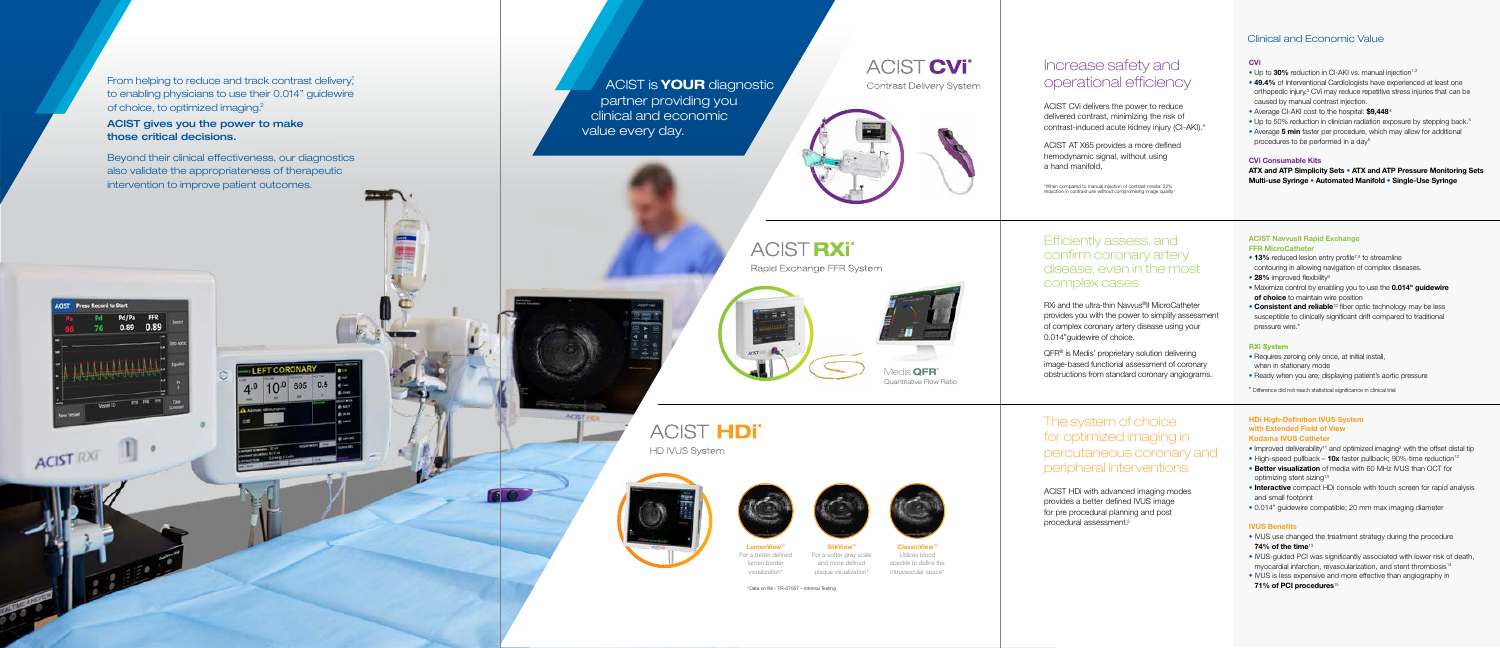From helping to reduce and track contrast delivery[1] to enabling physicians to use their 0.014" guidewire of choice, to optimized imaging.[2]

**ACIST gives you the power to make those critical decisions.**

Beyond their clinical effectiveness, our diagnostics also validate the appropriateness of therapeutic intervention to improve patient outcomes.

ACIST is **YOUR** diagnostic partner providing you clinical and economic value every day.

# ACIST CVi®

Contrast Delivery System

## Increase safety and operational efficiency

ACIST CVi delivers the power to reduce delivered contrast, minimizing the risk of contrast-induced acute kidney injury (CI-AKI).*

ACIST AT X65 provides a more defined hemodynamic signal, without using a hand manifold.

*When compared to manual injection of contrast media: 22% reduction in contrast use without compromising image quality[1]

### Clinical and Economic Value

**CVi**

- Up to **30%** reduction in CI-AKI vs. manual injection[1,2]
- **49.4%** of Interventional Cardiologists have experienced at least one orthopedic injury.[3] CVi may reduce repetitive stress injuries that can be caused by manual contrast injection.
- Average CI-AKI cost to the hospital: **$9,448**[4]
- Up to 50% reduction in clinician radiation exposure by stepping back.[5]
- Average **5 min** faster per procedure, which may allow for additional procedures to be performed in a day[6]

**CVi Consumable Kits**

**ATX and ATP Simplicity Sets • ATX and ATP Pressure Monitoring Sets Multi-use Syringe • Automated Manifold • Single-Use Syringe**

# ACIST RXi®

Rapid Exchange FFR System

Medis **QFR**®
Quantitative Flow Ratio

## Efficiently assess, and confirm coronary artery disease, even in the most complex cases

RXi and the ultra-thin Navvus®II MicroCatheter provides you with the power to simplify assessment of complex coronary artery disease using your 0.014" guidewire of choice.

QFR® is Medis' proprietary solution delivering image-based functional assessment of coronary obstructions from standard coronary angiograms.

**ACIST Navvus II Rapid Exchange FFR MicroCatheter**

- **13%** reduced lesion entry profile[7,8] to streamline contouring in allowing navigation of complex diseases.
- **28%** improved flexibility[9]
- Maximize control by enabling you to use the **0.014" guidewire of choice** to maintain wire position
- **Consistent and reliable**[10] fiber optic technology may be less susceptible to clinically significant drift compared to traditional pressure wire.*

**RXi System**

- Requires zeroing only once, at initial install, when in stationary mode
- Ready when you are, displaying patient's aortic pressure

* Difference did not reach statistical significance in clinical trial

# ACIST HDi®

HD IVUS System

**LumenView™**
For a better defined lumen border visualization*

**SilkView™**
For a softer gray scale and more defined plaque visualization*

**ClassicView™**
Utilizes blood speckle to define the intravascular space*

*Data on file - TR-07057 – Internal Testing

## The system of choice for optimized imaging in percutaneous coronary and peripheral interventions

ACIST HDi with advanced imaging modes provides a better defined IVUS image for pre procedural planning and post procedural assessment.[2]

**HDi High-Definition IVUS System with Extended Field of View Kodama IVUS Catheter**

- Improved deliverability[11] and optimized imaging[2] with the offset distal tip
- High-speed pullback – **10x** faster pullback; 90% time reduction[12]
- **Better visualization** of media with 60 MHz IVUS than OCT for optimizing stent sizing[13]
- **Interactive** compact HDi console with touch screen for rapid analysis and small footprint
- 0.014" guidewire compatible; 20 mm max imaging diameter

**IVUS Benefits**

- IVUS use changed the treatment strategy during the procedure **74% of the time**[13]
- IVUS-guided PCI was significantly associated with lower risk of death, myocardial infarction, revascularization, and stent thrombosis[14]
- IVUS is less expensive and more effective than angiography in **71% of PCI procedures**[15]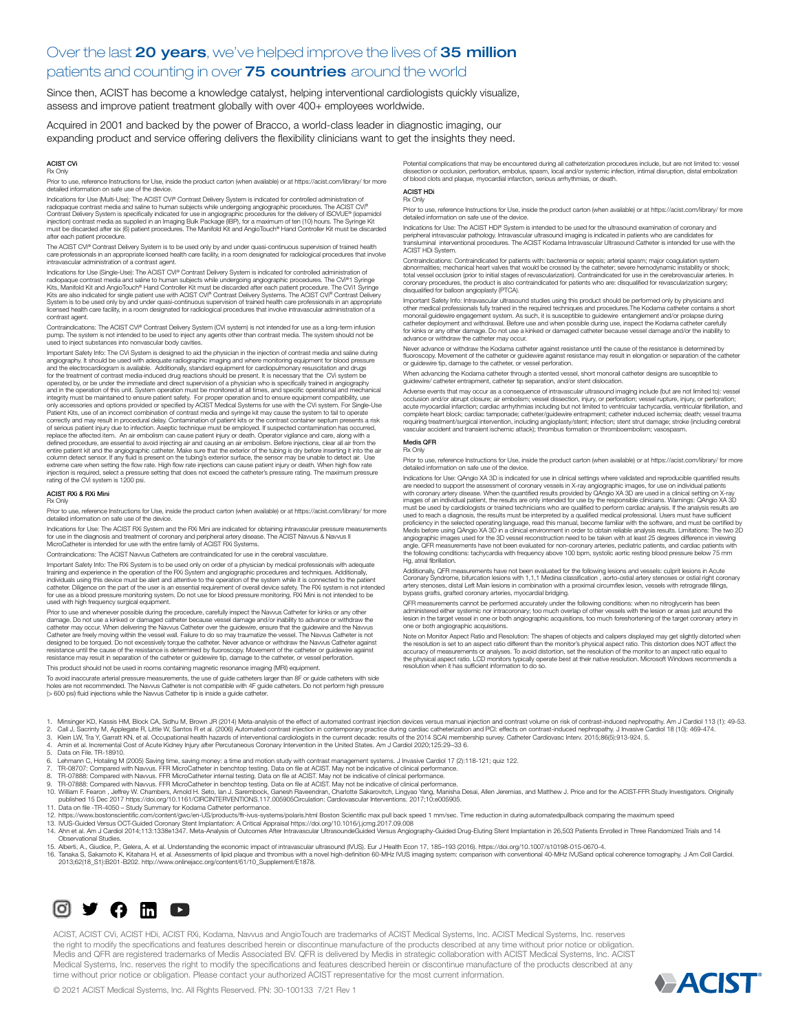# Over the last **20 years**, we've helped improve the lives of **35 million** patients and counting in over **75 countries** around the world

Since then, ACIST has become a knowledge catalyst, helping interventional cardiologists quickly visualize, assess and improve patient treatment globally with over 400+ employees worldwide.

Acquired in 2001 and backed by the power of Bracco, a world-class leader in diagnostic imaging, our expanding product and service offering delivers the flexibility clinicians want to get the insights they need.

### ACIST CVi

Rx Only

Prior to use, reference Instructions for Use, inside the product carton (when available) or at https://acist.com/library/ for more detailed information on safe use of the device.

Indications for Use (Multi-Use): The ACIST CVi® Contrast Delivery System is indicated for controlled administration of radiopaque contrast media and saline to human subjects while undergoing angiographic procedures. The ACIST CVi® Contrast Delivery System is specifically indicated for use in angiographic procedures for the delivery of ISOVUE® (iopamidol injection) contrast media as supplied in an Imaging Bulk Package (IBP), for a maximum of ten (10) hours. The Syringe Kit must be discarded after six (6) patient procedures. The Manifold Kit and AngioTouch® Hand Controller Kit must be discarded after each patient procedure.

The ACIST CVi® Contrast Delivery System is to be used only by and under quasi-continuous supervision of trained health care professionals in an appropriate licensed health care facility, in a room designated for radiological procedures that involve intravascular administration of a contrast agent.

Indications for Use (Single-Use): The ACIST CVi® Contrast Delivery System is indicated for controlled administration of radiopaque contrast media and saline to human subjects while undergoing angiographic procedures. The CVi®1 Syringe Kits, Manifold Kit and AngioTouch® Hand Controller Kit must be discarded after each patient procedure. The CVi1 Syringe Kits are also indicated for single patient use with ACIST CVi® Contrast Delivery Systems. The ACIST CVi® Contrast Delivery System is to be used only by and under quasi-continuous supervision of trained health care professionals in an appropriate licensed health care facility, in a room designated for radiological procedures that involve intravascular administration of a contrast agent.

Contraindications: The ACIST CVi® Contrast Delivery System (CVi system) is not intended for use as a long-term infusion pump. The system is not intended to be used to inject any agents other than contrast media. The system should not be used to inject substances into nonvascular body cavities.

Important Safety Info: The CVi System is designed to aid the physician in the injection of contrast media and saline during angiography. It should be used with adequate radiographic imaging and where monitoring equipment for blood pressure and the electrocardiogram is available. Additionally, standard equipment for cardiopulmonary resuscitation and drugs for the treatment of contrast media-induced drug reactions should be present. It is necessary that the CVi system be operated by, or be under the immediate and direct supervision of a physician who is specifically trained in angiography and in the operation of this unit. System operation must be monitored at all times, and specific operational and mechanical integrity must be maintained to ensure patient safety. For proper operation and to ensure equipment compatibility, use only accessories and options provided or specified by ACIST Medical Systems for use with the CVi system. For Single-Use Patient Kits, use of an incorrect combination of contrast media and syringe kit may cause the system to fail to operate correctly and may result in procedural delay. Contamination of patient kits or the contrast container septum presents a risk of serious patient injury due to infection. Aseptic technique must be employed. If suspected contamination has occurred, replace the affected item. An air embolism can cause patient injury or death. Operator vigilance and care, along with a defined procedure, are essential to avoid injecting air and causing an air embolism. Before injections, clear all air from the entire patient kit and the angiographic catheter. Make sure that the exterior of the tubing is dry before inserting it into the air column detect sensor. If any fluid is present on the tubing's exterior surface, the sensor may be unable to detect air. Use extreme care when setting the flow rate. High flow rate injections can cause patient injury or death. When high flow rate injection is required, select a pressure setting that does not exceed the catheter's pressure rating. The maximum pressure rating of the CVi system is 1200 psi.

### ACIST RXi & RXi Mini

Rx Only

Prior to use, reference Instructions for Use, inside the product carton (when available) or at https://acist.com/library/ for more detailed information on safe use of the device.

Indications for Use: The ACIST RXi System and the RXi Mini are indicated for obtaining intravascular pressure measurements for use in the diagnosis and treatment of coronary and peripheral artery disease. The ACIST Navvus & Navvus II MicroCatheter is intended for use with the entire family of ACIST RXi Systems.

Contraindications: The ACIST Navvus Catheters are contraindicated for use in the cerebral vasculature.

Important Safety Info: The RXi System is to be used only on order of a physician by medical professionals with adequate training and experience in the operation of the RXi System and angiographic procedures and techniques. Additionally, individuals using this device must be alert and attentive to the operation of the system while it is connected to the patient catheter. Diligence on the part of the user is an essential requirement of overall device safety. The RXi system is not intended for use as a blood pressure monitoring system. Do not use for blood pressure monitoring. RXi Mini is not intended to be used with high frequency surgical equipment.

Prior to use and whenever possible during the procedure, carefully inspect the Navvus Catheter for kinks or any other damage. Do not use a kinked or damaged catheter because vessel damage and/or inability to advance or withdraw the catheter may occur. When delivering the Navvus Catheter over the guidewire, ensure that the guidewire and the Navvus Catheter are freely moving within the vessel wall. Failure to do so may traumatize the vessel. The Navvus Catheter is not designed to be torqued. Do not excessively torque the catheter. Never advance or withdraw the Navvus Catheter against resistance until the cause of the resistance is determined by fluoroscopy. Movement of the catheter or guidewire against resistance may result in separation of the catheter or guidewire tip, damage to the catheter, or vessel perforation.

This product should not be used in rooms containing magnetic resonance imaging (MRI) equipment.

To avoid inaccurate arterial pressure measurements, the use of guide catheters larger than 8F or guide catheters with side holes are not recommended. The Navvus Catheter is not compatible with 4F guide catheters. Do not perform high pressure (> 600 psi) fluid injections while the Navvus Catheter tip is inside a guide catheter.

Potential complications that may be encountered during all catheterization procedures include, but are not limited to: vessel dissection or occlusion, perforation, embolus, spasm, local and/or systemic infection, intimal disruption, distal embolization of blood clots and plaque, myocardial infarction, serious arrhythmias, or death.

### ACIST HDi

Rx Only

Prior to use, reference Instructions for Use, inside the product carton (when available) or at https://acist.com/library/ for more detailed information on safe use of the device.

Indications for Use: The ACIST HDi® System is intended to be used for the ultrasound examination of coronary and peripheral intravascular pathology. Intravascular ultrasound imaging is indicated in patients who are candidates for transluminal interventional procedures. The ACIST Kodama Intravascular Ultrasound Catheter is intended for use with the ACIST HDi System.

Contraindications: Contraindicated for patients with: bacteremia or sepsis; arterial spasm; major coagulation system abnormalities; mechanical heart valves that would be crossed by the catheter; severe hemodynamic instability or shock; total vessel occlusion (prior to initial stages of revascularization). Contraindicated for use in the cerebrovascular arteries. In coronary procedures, the product is also contraindicated for patients who are: disqualified for revascularization surgery; disqualified for balloon angioplasty (PTCA).

Important Safety Info: Intravascular ultrasound studies using this product should be performed only by physicians and other medical professionals fully trained in the required techniques and procedures.The Kodama catheter contains a short monorail guidewire engagement system. As such, it is susceptible to guidewire entanglement and/or prolapse during catheter deployment and withdrawal. Before use and when possible during use, inspect the Kodama catheter carefully for kinks or any other damage. Do not use a kinked or damaged catheter because vessel damage and/or the inability to advance or withdraw the catheter may occur.

Never advance or withdraw the Kodama catheter against resistance until the cause of the resistance is determined by fluoroscopy. Movement of the catheter or guidewire against resistance may result in elongation or separation of the catheter or guidewire tip, damage to the catheter, or vessel perforation.

When advancing the Kodama catheter through a stented vessel, short monorail catheter designs are susceptible to guidewire/ catheter entrapment, catheter tip separation, and/or stent dislocation.

Adverse events that may occur as a consequence of intravascular ultrasound imaging include (but are not limited to): vessel occlusion and/or abrupt closure; air embolism; vessel dissection, injury, or perforation; vessel rupture, injury, or perforation; acute myocardial infarction; cardiac arrhythmias including but not limited to ventricular tachycardia, ventricular fibrillation, and complete heart block; cardiac tamponade; catheter/guidewire entrapment; catheter induced ischemia; death; vessel trauma requiring treatment/surgical intervention, including angioplasty/stent; infection; stent strut damage; stroke (including cerebral vascular accident and transient ischemic attack); thrombus formation or thromboembolism; vasospasm.

### Medis QFR

Rx Only

Prior to use, reference Instructions for Use, inside the product carton (when available) or at https://acist.com/library/ for more detailed information on safe use of the device.

Indications for Use: QAngio XA 3D is indicated for use in clinical settings where validated and reproducible quantified results are needed to support the assessment of coronary vessels in X-ray angiographic images, for use on individual patients with coronary artery disease. When the quantified results provided by QAngio XA 3D are used in a clinical setting on X-ray images of an individual patient, the results are only intended for use by the responsible clinicians. Warnings: QAngio XA 3D must be used by cardiologists or trained technicians who are qualified to perform cardiac analysis. If the analysis results are used to reach a diagnosis, the results must be interpreted by a qualified medical professional. Users must have sufficient proficiency in the selected operating language, read this manual, become familiar with the software, and must be certified by Medis before using QAngio XA 3D in a clinical environment in order to obtain reliable analysis results. Limitations: The two 2D angiographic images used for the 3D vessel reconstruction need to be taken with at least 25 degrees difference in viewing angle. QFR measurements have not been evaluated for non-coronary arteries, pediatric patients, and cardiac patients with the following conditions: tachycardia with frequency above 100 bpm, systolic aortic resting blood pressure below 75 mm Hg, atrial fibrillation.

Additionally, QFR measurements have not been evaluated for the following lesions and vessels: culprit lesions in Acute Coronary Syndrome, bifurcation lesions with 1,1,1 Medina classification , aorto-ostial artery stenoses or ostial right coronary artery stenoses, distal Left Main lesions in combination with a proximal circumflex lesion, vessels with retrograde fillings, bypass grafts, grafted coronary arteries, myocardial bridging.

QFR measurements cannot be performed accurately under the following conditions: when no nitroglycerin has been administered either systemic nor intracoronary; too much overlap of other vessels with the lesion or areas just around the lesion in the target vessel in one or both angiographic acquisitions, too much foreshortening of the target coronary artery in one or both angiographic acquisitions.

Note on Monitor Aspect Ratio and Resolution: The shapes of objects and calipers displayed may get slightly distorted when the resolution is set to an aspect ratio different than the monitor's physical aspect ratio. This distortion does NOT affect the accuracy of measurements or analyses. To avoid distortion, set the resolution of the monitor to an aspect ratio equal to the physical aspect ratio. LCD monitors typically operate best at their native resolution. Microsoft Windows recommends a resolution when it has sufficient information to do so.

1. Minsinger KD, Kassis HM, Block CA, Sidhu M, Brown JR (2014) Meta-analysis of the effect of automated contrast injection devices versus manual injection and contrast volume on risk of contrast-induced nephropathy. Am J Cardiol 113 (1): 49-53.
2. Call J, Sacrinty M, Applegate R, Little W, Santos R et al. (2006) Automated contrast injection in contemporary practice during cardiac catheterization and PCI: effects on contrast-induced nephropathy. J Invasive Cardiol 18 (10): 469-474.
3. Klein LW, Tra Y, Garratt KN, et al. Occupational health hazards of interventional cardiologists in the current decade: results of the 2014 SCAI membership survey. Catheter Cardiovasc Interv. 2015;86(5):913-924. 5.
4. Amin et al. Incremental Cost of Acute Kidney Injury after Percutaneous Coronary Intervention in the United States. Am J Cardiol 2020;125:29–33 6.
5. Data on File. TR-18910.
6. Lehmann C, Hotaling M (2005) Saving time, saving money: a time and motion study with contrast management systems. J Invasive Cardiol 17 (2):118-121; quiz 122.
7. TR-08707: Compared with Navvus. FFR MicroCatheter in benchtop testing. Data on file at ACIST. May not be indicative of clinical performance.
8. TR-07888: Compared with Navvus. FFR MicroCatheter internal testing. Data on file at ACIST. May not be indicative of clinical performance.
9. TR-07888: Compared with Navvus. FFR MicroCatheter in benchtop testing. Data on file at ACIST. May not be indicative of clinical performance.
10. William F. Fearon , Jeffrey W. Chambers, Arnold H. Seto, Ian J. Sarembock, Ganesh Raveendran, Charlotte Sakarovitch, Lingyao Yang, Manisha Desai, Allen Jeremias, and Matthew J. Price and for the ACIST-FFR Study Investigators. Originally published 15 Dec 2017 https://doi.org/10.1161/CIRCINTERVENTIONS.117.005905Circulation: Cardiovascular Interventions. 2017;10:e005905.
11. Data on file -TR-4050 – Study Summary for Kodama Catheter performance.
12. https://www.bostonscientific.com/content/gwc/en-US/products/ffr-ivus-systems/polaris.html Boston Scientific max pull back speed 1 mm/sec. Time reduction in during automatedpullback comparing the maximum speed
13. IVUS-Guided Versus OCT-Guided Coronary Stent Implantation: A Critical Appraisal https://doi.org/10.1016/j.jcmg.2017.09.008
14. Ahn et al. Am J Cardiol 2014;113:1338e1347. Meta-Analysis of Outcomes After Intravascular UltrasoundeGuided Versus Angiography-Guided Drug-Eluting Stent Implantation in 26,503 Patients Enrolled in Three Randomized Trials and 14 Observational Studies.
15. Alberti, A., Giudice, P., Gelera, A. et al. Understanding the economic impact of intravascular ultrasound (IVUS). Eur J Health Econ 17, 185–193 (2016). https://doi.org/10.1007/s10198-015-0670-4.
16. Tanaka S, Sakamoto K, Kitahara H, et al. Assessments of lipid plaque and thrombus with a novel high-definition 60-MHz IVUS imaging system: comparison with conventional 40-MHz IVUSand optical coherence tomography. J Am Coll Cardiol. 2013;62(18_S1):B201-B202. http://www.onlinejacc.org/content/61/10_Supplement/E1878.

ACIST, ACIST CVi, ACIST HDi, ACIST RXi, Kodama, Navvus and AngioTouch are trademarks of ACIST Medical Systems, Inc. ACIST Medical Systems, Inc. reserves the right to modify the specifications and features described herein or discontinue manufacture of the products described at any time without prior notice or obligation. Medis and QFR are registered trademarks of Medis Associated BV. QFR is delivered by Medis in strategic collaboration with ACIST Medical Systems, Inc. ACIST Medical Systems, Inc. reserves the right to modify the specifications and features described herein or discontinue manufacture of the products described at any time without prior notice or obligation. Please contact your authorized ACIST representative for the most current information.

ACIST®

© 2021 ACIST Medical Systems, Inc. All Rights Reserved. PN: 30-100133 7/21 Rev 1